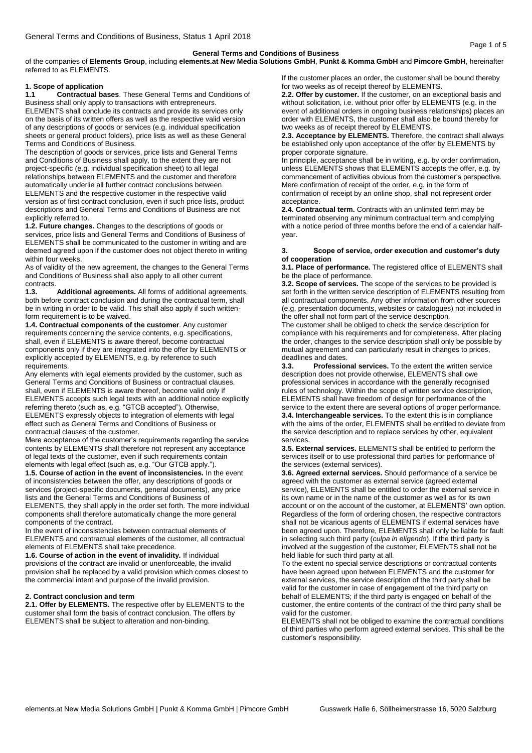# General Terms and Conditions of Business

of the companies of **Elements Group**, including **elements.at New Media Solutions GmbH**, **Punkt & Komma GmbH** and **Pimcore GmbH**, hereinafter referred to as ELEMENTS.

## 1. Scope of application

**1.1 Contractual bases**. These General Terms and Conditions of Business shall only apply to transactions with entrepreneurs. ELEMENTS shall conclude its contracts and provide its services only on the basis of its written offers as well as the respective valid version of any descriptions of goods or services (e.g. individual specification sheets or general product folders), price lists as well as these General Terms and Conditions of Business.

The description of goods or services, price lists and General Terms and Conditions of Business shall apply, to the extent they are not project-specific (e.g. individual specification sheet) to all legal relationships between ELEMENTS and the customer and therefore automatically underlie all further contract conclusions between ELEMENTS and the respective customer in the respective valid version as of first contract conclusion, even if such price lists, product descriptions and General Terms and Conditions of Business are not explicitly referred to.

**1.2. Future changes.** Changes to the descriptions of goods or services, price lists and General Terms and Conditions of Business of ELEMENTS shall be communicated to the customer in writing and are deemed agreed upon if the customer does not object thereto in writing within four weeks.

As of validity of the new agreement, the changes to the General Terms and Conditions of Business shall also apply to all other current contracts.

**1.3. Additional agreements.** All forms of additional agreements, both before contract conclusion and during the contractual term, shall be in writing in order to be valid. This shall also apply if such written-form requirement is to be waived.

**1.4. Contractual components of the customer**. Any customer requirements concerning the service contents, e.g. specifications, shall, even if ELEMENTS is aware thereof, become contractual components only if they are integrated into the offer by ELEMENTS or explicitly accepted by ELEMENTS, e.g. by reference to such requirements.

Any elements with legal elements provided by the customer, such as General Terms and Conditions of Business or contractual clauses, shall, even if ELEMENTS is aware thereof, become valid only if ELEMENTS accepts such legal texts with an additional notice explicitly referring thereto (such as, e.g. "GTCB accepted"). Otherwise, ELEMENTS expressly objects to integration of elements with legal effect such as General Terms and Conditions of Business or contractual clauses of the customer.

Mere acceptance of the customer's requirements regarding the service contents by ELEMENTS shall therefore not represent any acceptance of legal texts of the customer, even if such requirements contain elements with legal effect (such as, e.g. "Our GTCB apply.").

**1.5. Course of action in the event of inconsistencies.** In the event of inconsistencies between the offer, any descriptions of goods or services (project-specific documents, general documents), any price lists and the General Terms and Conditions of Business of ELEMENTS, they shall apply in the order set forth. The more individual components shall therefore automatically change the more general components of the contract.

In the event of inconsistencies between contractual elements of ELEMENTS and contractual elements of the customer, all contractual elements of ELEMENTS shall take precedence.

**1.6. Course of action in the event of invalidity.** If individual provisions of the contract are invalid or unenforceable, the invalid provision shall be replaced by a valid provision which comes closest to the commercial intent and purpose of the invalid provision.

## 2. Contract conclusion and term

**2.1. Offer by ELEMENTS.** The respective offer by ELEMENTS to the customer shall form the basis of contract conclusion. The offers by ELEMENTS shall be subject to alteration and non-binding.

If the customer places an order, the customer shall be bound thereby for two weeks as of receipt thereof by ELEMENTS.

**2.2. Offer by customer.** If the customer, on an exceptional basis and without solicitation, i.e. without prior offer by ELEMENTS (e.g. in the event of additional orders in ongoing business relationships) places an order with ELEMENTS, the customer shall also be bound thereby for two weeks as of receipt thereof by ELEMENTS.

**2.3. Acceptance by ELEMENTS.** Therefore, the contract shall always be established only upon acceptance of the offer by ELEMENTS by proper corporate signature.

In principle, acceptance shall be in writing, e.g. by order confirmation, unless ELEMENTS shows that ELEMENTS accepts the offer, e.g. by commencement of activities obvious from the customer's perspective. Mere confirmation of receipt of the order, e.g. in the form of confirmation of receipt by an online shop, shall not represent order acceptance.

**2.4. Contractual term.** Contracts with an unlimited term may be terminated observing any minimum contractual term and complying with a notice period of three months before the end of a calendar half-year.

## 3. Scope of service, order execution and customer's duty of cooperation

**3.1. Place of performance.** The registered office of ELEMENTS shall be the place of performance.

**3.2. Scope of services.** The scope of the services to be provided is set forth in the written service description of ELEMENTS resulting from all contractual components. Any other information from other sources (e.g. presentation documents, websites or catalogues) not included in the offer shall not form part of the service description.

The customer shall be obliged to check the service description for compliance with his requirements and for completeness. After placing the order, changes to the service description shall only be possible by mutual agreement and can particularly result in changes to prices, deadlines and dates.

**3.3. Professional services.** To the extent the written service description does not provide otherwise, ELEMENTS shall owe professional services in accordance with the generally recognised rules of technology. Within the scope of written service description, ELEMENTS shall have freedom of design for performance of the service to the extent there are several options of proper performance.

**3.4. Interchangeable services.** To the extent this is in compliance with the aims of the order, ELEMENTS shall be entitled to deviate from the service description and to replace services by other, equivalent services.

**3.5. External services.** ELEMENTS shall be entitled to perform the services itself or to use professional third parties for performance of the services (external services).

**3.6. Agreed external services.** Should performance of a service be agreed with the customer as external service (agreed external service), ELEMENTS shall be entitled to order the external service in its own name or in the name of the customer as well as for its own account or on the account of the customer, at ELEMENTS' own option. Regardless of the form of ordering chosen, the respective contractors shall not be vicarious agents of ELEMENTS if external services have been agreed upon. Therefore, ELEMENTS shall only be liable for fault in selecting such third party (*culpa in eligendo*). If the third party is involved at the suggestion of the customer, ELEMENTS shall not be held liable for such third party at all.

To the extent no special service descriptions or contractual contents have been agreed upon between ELEMENTS and the customer for external services, the service description of the third party shall be valid for the customer in case of engagement of the third party on behalf of ELEMENTS; if the third party is engaged on behalf of the customer, the entire contents of the contract of the third party shall be valid for the customer.

ELEMENTS shall not be obliged to examine the contractual conditions of third parties who perform agreed external services. This shall be the customer's responsibility.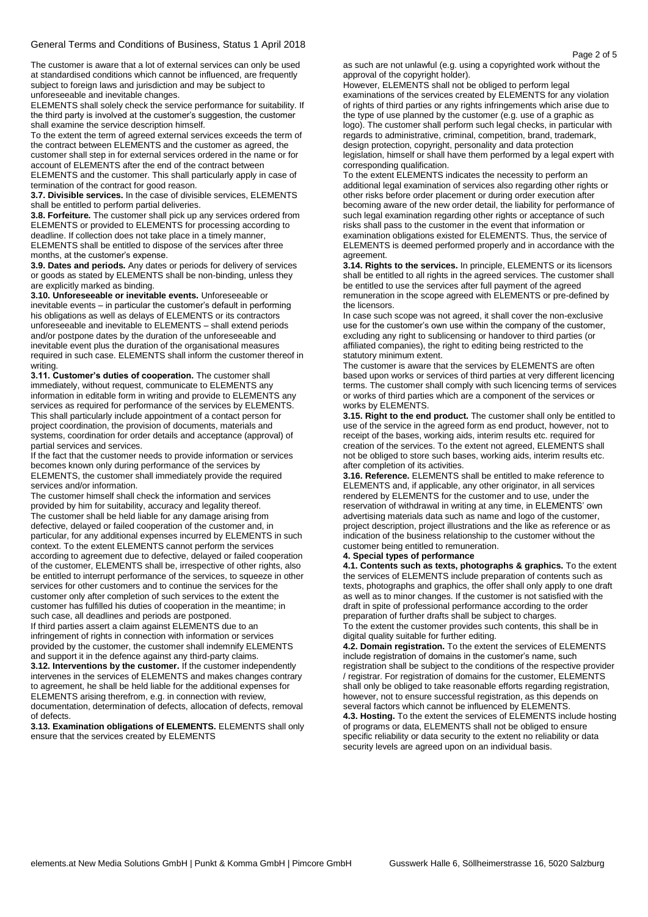The customer is aware that a lot of external services can only be used at standardised conditions which cannot be influenced, are frequently subject to foreign laws and jurisdiction and may be subject to unforeseeable and inevitable changes.

ELEMENTS shall solely check the service performance for suitability. If the third party is involved at the customer's suggestion, the customer shall examine the service description himself.

To the extent the term of agreed external services exceeds the term of the contract between ELEMENTS and the customer as agreed, the customer shall step in for external services ordered in the name or for account of ELEMENTS after the end of the contract between ELEMENTS and the customer. This shall particularly apply in case of termination of the contract for good reason.

**3.7. Divisible services.** In the case of divisible services, ELEMENTS shall be entitled to perform partial deliveries.

**3.8. Forfeiture.** The customer shall pick up any services ordered from ELEMENTS or provided to ELEMENTS for processing according to deadline. If collection does not take place in a timely manner, ELEMENTS shall be entitled to dispose of the services after three months, at the customer's expense.

**3.9. Dates and periods.** Any dates or periods for delivery of services or goods as stated by ELEMENTS shall be non-binding, unless they are explicitly marked as binding.

**3.10. Unforeseeable or inevitable events.** Unforeseeable or inevitable events – in particular the customer's default in performing his obligations as well as delays of ELEMENTS or its contractors unforeseeable and inevitable to ELEMENTS – shall extend periods and/or postpone dates by the duration of the unforeseeable and inevitable event plus the duration of the organisational measures required in such case. ELEMENTS shall inform the customer thereof in writing.

**3.11. Customer's duties of cooperation.** The customer shall immediately, without request, communicate to ELEMENTS any information in editable form in writing and provide to ELEMENTS any services as required for performance of the services by ELEMENTS. This shall particularly include appointment of a contact person for project coordination, the provision of documents, materials and systems, coordination for order details and acceptance (approval) of partial services and services.

If the fact that the customer needs to provide information or services becomes known only during performance of the services by ELEMENTS, the customer shall immediately provide the required services and/or information.

The customer himself shall check the information and services provided by him for suitability, accuracy and legality thereof.

The customer shall be held liable for any damage arising from defective, delayed or failed cooperation of the customer and, in particular, for any additional expenses incurred by ELEMENTS in such context. To the extent ELEMENTS cannot perform the services according to agreement due to defective, delayed or failed cooperation of the customer, ELEMENTS shall be, irrespective of other rights, also be entitled to interrupt performance of the services, to squeeze in other services for other customers and to continue the services for the customer only after completion of such services to the extent the customer has fulfilled his duties of cooperation in the meantime; in such case, all deadlines and periods are postponed.

If third parties assert a claim against ELEMENTS due to an infringement of rights in connection with information or services provided by the customer, the customer shall indemnify ELEMENTS and support it in the defence against any third-party claims.

**3.12. Interventions by the customer.** If the customer independently intervenes in the services of ELEMENTS and makes changes contrary to agreement, he shall be held liable for the additional expenses for ELEMENTS arising therefrom, e.g. in connection with review, documentation, determination of defects, allocation of defects, removal of defects.

**3.13. Examination obligations of ELEMENTS.** ELEMENTS shall only ensure that the services created by ELEMENTS as such are not unlawful (e.g. using a copyrighted work without the approval of the copyright holder).

However, ELEMENTS shall not be obliged to perform legal examinations of the services created by ELEMENTS for any violation of rights of third parties or any rights infringements which arise due to the type of use planned by the customer (e.g. use of a graphic as logo). The customer shall perform such legal checks, in particular with regards to administrative, criminal, competition, brand, trademark, design protection, copyright, personality and data protection legislation, himself or shall have them performed by a legal expert with corresponding qualification.

To the extent ELEMENTS indicates the necessity to perform an additional legal examination of services also regarding other rights or other risks before order placement or during order execution after becoming aware of the new order detail, the liability for performance of such legal examination regarding other rights or acceptance of such risks shall pass to the customer in the event that information or examination obligations existed for ELEMENTS. Thus, the service of ELEMENTS is deemed performed properly and in accordance with the agreement.

**3.14. Rights to the services.** In principle, ELEMENTS or its licensors shall be entitled to all rights in the agreed services. The customer shall be entitled to use the services after full payment of the agreed remuneration in the scope agreed with ELEMENTS or pre-defined by the licensors.

In case such scope was not agreed, it shall cover the non-exclusive use for the customer's own use within the company of the customer, excluding any right to sublicensing or handover to third parties (or affiliated companies), the right to editing being restricted to the statutory minimum extent.

The customer is aware that the services by ELEMENTS are often based upon works or services of third parties at very different licencing terms. The customer shall comply with such licencing terms of services or works of third parties which are a component of the services or works by ELEMENTS.

**3.15. Right to the end product.** The customer shall only be entitled to use of the service in the agreed form as end product, however, not to receipt of the bases, working aids, interim results etc. required for creation of the services. To the extent not agreed, ELEMENTS shall not be obliged to store such bases, working aids, interim results etc. after completion of its activities.

**3.16. Reference.** ELEMENTS shall be entitled to make reference to ELEMENTS and, if applicable, any other originator, in all services rendered by ELEMENTS for the customer and to use, under the reservation of withdrawal in writing at any time, in ELEMENTS' own advertising materials data such as name and logo of the customer, project description, project illustrations and the like as reference or as indication of the business relationship to the customer without the customer being entitled to remuneration.

**4. Special types of performance**

**4.1. Contents such as texts, photographs & graphics.** To the extent the services of ELEMENTS include preparation of contents such as texts, photographs and graphics, the offer shall only apply to one draft as well as to minor changes. If the customer is not satisfied with the draft in spite of professional performance according to the order preparation of further drafts shall be subject to charges.

To the extent the customer provides such contents, this shall be in digital quality suitable for further editing.

**4.2. Domain registration.** To the extent the services of ELEMENTS include registration of domains in the customer's name, such registration shall be subject to the conditions of the respective provider / registrar. For registration of domains for the customer, ELEMENTS shall only be obliged to take reasonable efforts regarding registration, however, not to ensure successful registration, as this depends on several factors which cannot be influenced by ELEMENTS.

**4.3. Hosting.** To the extent the services of ELEMENTS include hosting of programs or data, ELEMENTS shall not be obliged to ensure specific reliability or data security to the extent no reliability or data security levels are agreed upon on an individual basis.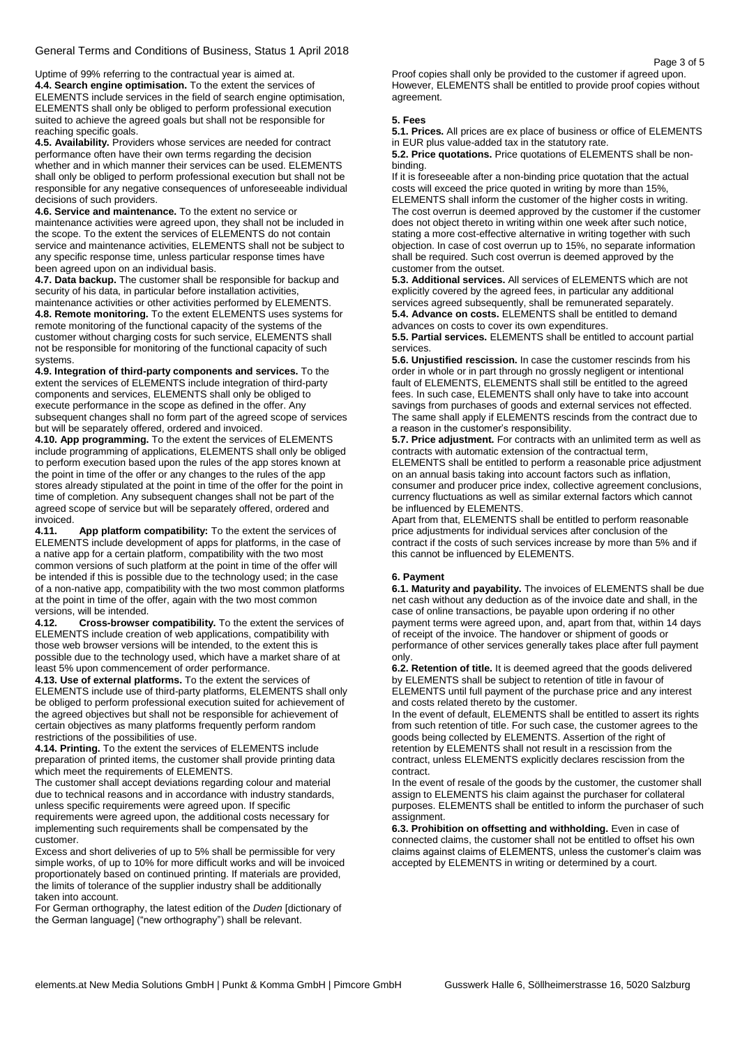Uptime of 99% referring to the contractual year is aimed at.

**4.4. Search engine optimisation.** To the extent the services of ELEMENTS include services in the field of search engine optimisation, ELEMENTS shall only be obliged to perform professional execution suited to achieve the agreed goals but shall not be responsible for reaching specific goals.

**4.5. Availability.** Providers whose services are needed for contract performance often have their own terms regarding the decision whether and in which manner their services can be used. ELEMENTS shall only be obliged to perform professional execution but shall not be responsible for any negative consequences of unforeseeable individual decisions of such providers.

**4.6. Service and maintenance.** To the extent no service or maintenance activities were agreed upon, they shall not be included in the scope. To the extent the services of ELEMENTS do not contain service and maintenance activities, ELEMENTS shall not be subject to any specific response time, unless particular response times have been agreed upon on an individual basis.

**4.7. Data backup.** The customer shall be responsible for backup and security of his data, in particular before installation activities, maintenance activities or other activities performed by ELEMENTS.

**4.8. Remote monitoring.** To the extent ELEMENTS uses systems for remote monitoring of the functional capacity of the systems of the customer without charging costs for such service, ELEMENTS shall not be responsible for monitoring of the functional capacity of such systems.

**4.9. Integration of third-party components and services.** To the extent the services of ELEMENTS include integration of third-party components and services, ELEMENTS shall only be obliged to execute performance in the scope as defined in the offer. Any subsequent changes shall no form part of the agreed scope of services but will be separately offered, ordered and invoiced.

**4.10. App programming.** To the extent the services of ELEMENTS include programming of applications, ELEMENTS shall only be obliged to perform execution based upon the rules of the app stores known at the point in time of the offer or any changes to the rules of the app stores already stipulated at the point in time of the offer for the point in time of completion. Any subsequent changes shall not be part of the agreed scope of service but will be separately offered, ordered and invoiced.

**4.11. App platform compatibility:** To the extent the services of ELEMENTS include development of apps for platforms, in the case of a native app for a certain platform, compatibility with the two most common versions of such platform at the point in time of the offer will be intended if this is possible due to the technology used; in the case of a non-native app, compatibility with the two most common platforms at the point in time of the offer, again with the two most common versions, will be intended.

**4.12. Cross-browser compatibility.** To the extent the services of ELEMENTS include creation of web applications, compatibility with those web browser versions will be intended, to the extent this is possible due to the technology used, which have a market share of at least 5% upon commencement of order performance.

**4.13. Use of external platforms.** To the extent the services of ELEMENTS include use of third-party platforms, ELEMENTS shall only be obliged to perform professional execution suited for achievement of the agreed objectives but shall not be responsible for achievement of certain objectives as many platforms frequently perform random restrictions of the possibilities of use.

**4.14. Printing.** To the extent the services of ELEMENTS include preparation of printed items, the customer shall provide printing data which meet the requirements of ELEMENTS.

The customer shall accept deviations regarding colour and material due to technical reasons and in accordance with industry standards, unless specific requirements were agreed upon. If specific requirements were agreed upon, the additional costs necessary for implementing such requirements shall be compensated by the customer.

Excess and short deliveries of up to 5% shall be permissible for very simple works, of up to 10% for more difficult works and will be invoiced proportionately based on continued printing. If materials are provided, the limits of tolerance of the supplier industry shall be additionally taken into account.

For German orthography, the latest edition of the *Duden* [dictionary of the German language] ("new orthography") shall be relevant.

Proof copies shall only be provided to the customer if agreed upon. However, ELEMENTS shall be entitled to provide proof copies without agreement.

## 5. Fees

**5.1. Prices.** All prices are ex place of business or office of ELEMENTS in EUR plus value-added tax in the statutory rate.

**5.2. Price quotations.** Price quotations of ELEMENTS shall be non-binding.

If it is foreseeable after a non-binding price quotation that the actual costs will exceed the price quoted in writing by more than 15%, ELEMENTS shall inform the customer of the higher costs in writing. The cost overrun is deemed approved by the customer if the customer does not object thereto in writing within one week after such notice, stating a more cost-effective alternative in writing together with such objection. In case of cost overrun up to 15%, no separate information shall be required. Such cost overrun is deemed approved by the customer from the outset.

**5.3. Additional services.** All services of ELEMENTS which are not explicitly covered by the agreed fees, in particular any additional services agreed subsequently, shall be remunerated separately.

**5.4. Advance on costs.** ELEMENTS shall be entitled to demand advances on costs to cover its own expenditures.

**5.5. Partial services.** ELEMENTS shall be entitled to account partial services.

**5.6. Unjustified rescission.** In case the customer rescinds from his order in whole or in part through no grossly negligent or intentional fault of ELEMENTS, ELEMENTS shall still be entitled to the agreed fees. In such case, ELEMENTS shall only have to take into account savings from purchases of goods and external services not effected. The same shall apply if ELEMENTS rescinds from the contract due to a reason in the customer's responsibility.

**5.7. Price adjustment.** For contracts with an unlimited term as well as contracts with automatic extension of the contractual term, ELEMENTS shall be entitled to perform a reasonable price adjustment on an annual basis taking into account factors such as inflation, consumer and producer price index, collective agreement conclusions, currency fluctuations as well as similar external factors which cannot be influenced by ELEMENTS.

Apart from that, ELEMENTS shall be entitled to perform reasonable price adjustments for individual services after conclusion of the contract if the costs of such services increase by more than 5% and if this cannot be influenced by ELEMENTS.

## 6. Payment

**6.1. Maturity and payability.** The invoices of ELEMENTS shall be due net cash without any deduction as of the invoice date and shall, in the case of online transactions, be payable upon ordering if no other payment terms were agreed upon, and, apart from that, within 14 days of receipt of the invoice. The handover or shipment of goods or performance of other services generally takes place after full payment only.

**6.2. Retention of title.** It is deemed agreed that the goods delivered by ELEMENTS shall be subject to retention of title in favour of ELEMENTS until full payment of the purchase price and any interest and costs related thereto by the customer.

In the event of default, ELEMENTS shall be entitled to assert its rights from such retention of title. For such case, the customer agrees to the goods being collected by ELEMENTS. Assertion of the right of retention by ELEMENTS shall not result in a rescission from the contract, unless ELEMENTS explicitly declares rescission from the contract.

In the event of resale of the goods by the customer, the customer shall assign to ELEMENTS his claim against the purchaser for collateral purposes. ELEMENTS shall be entitled to inform the purchaser of such assignment.

**6.3. Prohibition on offsetting and withholding.** Even in case of connected claims, the customer shall not be entitled to offset his own claims against claims of ELEMENTS, unless the customer's claim was accepted by ELEMENTS in writing or determined by a court.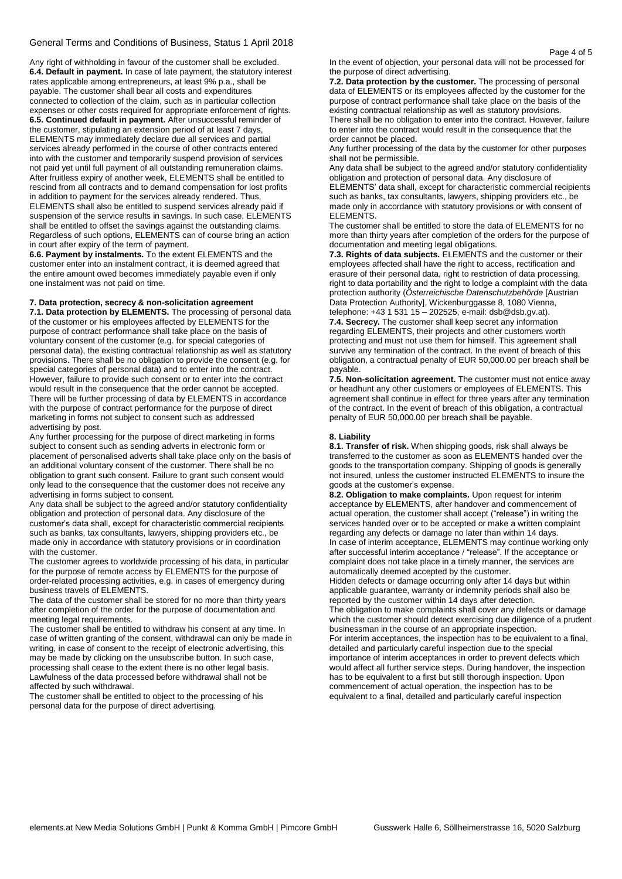Any right of withholding in favour of the customer shall be excluded.

**6.4. Default in payment.** In case of late payment, the statutory interest rates applicable among entrepreneurs, at least 9% p.a., shall be payable. The customer shall bear all costs and expenditures connected to collection of the claim, such as in particular collection expenses or other costs required for appropriate enforcement of rights.

**6.5. Continued default in payment.** After unsuccessful reminder of the customer, stipulating an extension period of at least 7 days, ELEMENTS may immediately declare due all services and partial services already performed in the course of other contracts entered into with the customer and temporarily suspend provision of services not paid yet until full payment of all outstanding remuneration claims. After fruitless expiry of another week, ELEMENTS shall be entitled to rescind from all contracts and to demand compensation for lost profits in addition to payment for the services already rendered. Thus, ELEMENTS shall also be entitled to suspend services already paid if suspension of the service results in savings. In such case. ELEMENTS shall be entitled to offset the savings against the outstanding claims. Regardless of such options, ELEMENTS can of course bring an action in court after expiry of the term of payment.

**6.6. Payment by instalments.** To the extent ELEMENTS and the customer enter into an instalment contract, it is deemed agreed that the entire amount owed becomes immediately payable even if only one instalment was not paid on time.

## 7. Data protection, secrecy & non-solicitation agreement

**7.1. Data protection by ELEMENTS.** The processing of personal data of the customer or his employees affected by ELEMENTS for the purpose of contract performance shall take place on the basis of voluntary consent of the customer (e.g. for special categories of personal data), the existing contractual relationship as well as statutory provisions. There shall be no obligation to provide the consent (e.g. for special categories of personal data) and to enter into the contract. However, failure to provide such consent or to enter into the contract would result in the consequence that the order cannot be accepted. There will be further processing of data by ELEMENTS in accordance with the purpose of contract performance for the purpose of direct marketing in forms not subject to consent such as addressed advertising by post.

Any further processing for the purpose of direct marketing in forms subject to consent such as sending adverts in electronic form or placement of personalised adverts shall take place only on the basis of an additional voluntary consent of the customer. There shall be no obligation to grant such consent. Failure to grant such consent would only lead to the consequence that the customer does not receive any advertising in forms subject to consent.

Any data shall be subject to the agreed and/or statutory confidentiality obligation and protection of personal data. Any disclosure of the customer's data shall, except for characteristic commercial recipients such as banks, tax consultants, lawyers, shipping providers etc., be made only in accordance with statutory provisions or in coordination with the customer.

The customer agrees to worldwide processing of his data, in particular for the purpose of remote access by ELEMENTS for the purpose of order-related processing activities, e.g. in cases of emergency during business travels of ELEMENTS.

The data of the customer shall be stored for no more than thirty years after completion of the order for the purpose of documentation and meeting legal requirements.

The customer shall be entitled to withdraw his consent at any time. In case of written granting of the consent, withdrawal can only be made in writing, in case of consent to the receipt of electronic advertising, this may be made by clicking on the unsubscribe button. In such case, processing shall cease to the extent there is no other legal basis. Lawfulness of the data processed before withdrawal shall not be affected by such withdrawal.

The customer shall be entitled to object to the processing of his personal data for the purpose of direct advertising.

In the event of objection, your personal data will not be processed for the purpose of direct advertising.

**7.2. Data protection by the customer.** The processing of personal data of ELEMENTS or its employees affected by the customer for the purpose of contract performance shall take place on the basis of the existing contractual relationship as well as statutory provisions. There shall be no obligation to enter into the contract. However, failure to enter into the contract would result in the consequence that the order cannot be placed.

Any further processing of the data by the customer for other purposes shall not be permissible.

Any data shall be subject to the agreed and/or statutory confidentiality obligation and protection of personal data. Any disclosure of ELEMENTS' data shall, except for characteristic commercial recipients such as banks, tax consultants, lawyers, shipping providers etc., be made only in accordance with statutory provisions or with consent of ELEMENTS.

The customer shall be entitled to store the data of ELEMENTS for no more than thirty years after completion of the orders for the purpose of documentation and meeting legal obligations.

**7.3. Rights of data subjects.** ELEMENTS and the customer or their employees affected shall have the right to access, rectification and erasure of their personal data, right to restriction of data processing, right to data portability and the right to lodge a complaint with the data protection authority (*Österreichische Datenschutzbehörde* [Austrian Data Protection Authority], Wickenburggasse 8, 1080 Vienna, telephone: +43 1 531 15 – 202525, e-mail: dsb@dsb.gv.at).

**7.4. Secrecy.** The customer shall keep secret any information regarding ELEMENTS, their projects and other customers worth protecting and must not use them for himself. This agreement shall survive any termination of the contract. In the event of breach of this obligation, a contractual penalty of EUR 50,000.00 per breach shall be payable.

**7.5. Non-solicitation agreement.** The customer must not entice away or headhunt any other customers or employees of ELEMENTS. This agreement shall continue in effect for three years after any termination of the contract. In the event of breach of this obligation, a contractual penalty of EUR 50,000.00 per breach shall be payable.

## 8. Liability

**8.1. Transfer of risk.** When shipping goods, risk shall always be transferred to the customer as soon as ELEMENTS handed over the goods to the transportation company. Shipping of goods is generally not insured, unless the customer instructed ELEMENTS to insure the goods at the customer's expense.

**8.2. Obligation to make complaints.** Upon request for interim acceptance by ELEMENTS, after handover and commencement of actual operation, the customer shall accept ("release") in writing the services handed over or to be accepted or make a written complaint regarding any defects or damage no later than within 14 days.

In case of interim acceptance, ELEMENTS may continue working only after successful interim acceptance / "release". If the acceptance or complaint does not take place in a timely manner, the services are automatically deemed accepted by the customer.

Hidden defects or damage occurring only after 14 days but within applicable guarantee, warranty or indemnity periods shall also be reported by the customer within 14 days after detection.

The obligation to make complaints shall cover any defects or damage which the customer should detect exercising due diligence of a prudent businessman in the course of an appropriate inspection.

For interim acceptances, the inspection has to be equivalent to a final, detailed and particularly careful inspection due to the special importance of interim acceptances in order to prevent defects which would affect all further service steps. During handover, the inspection has to be equivalent to a first but still thorough inspection. Upon commencement of actual operation, the inspection has to be equivalent to a final, detailed and particularly careful inspection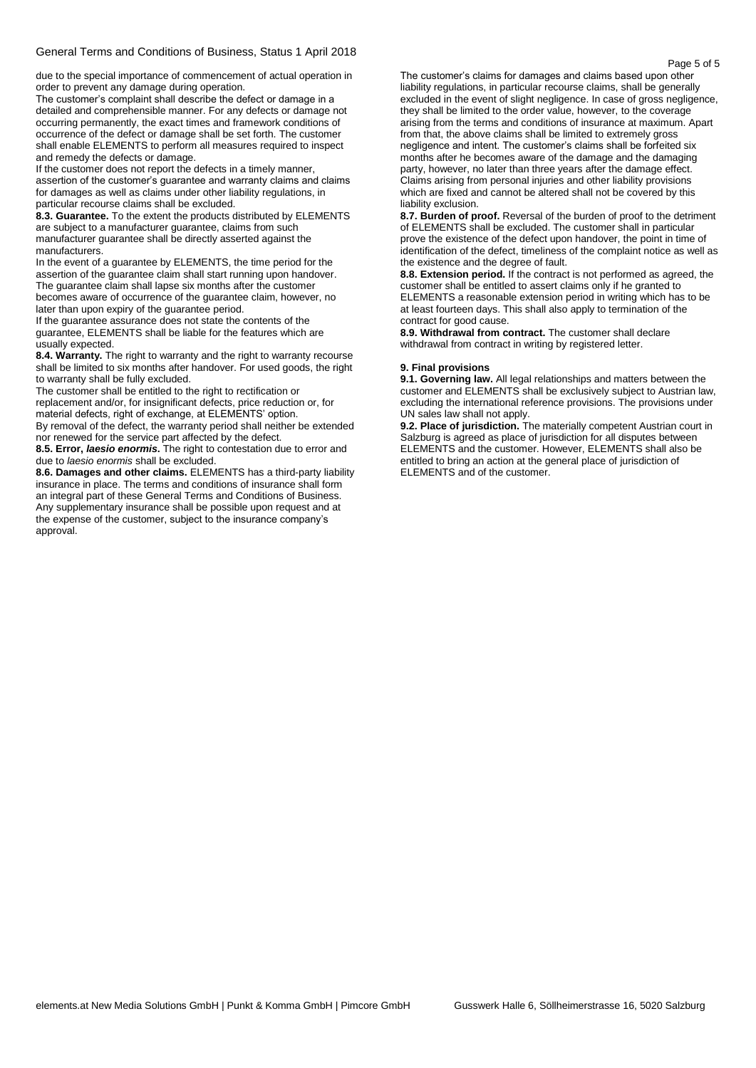due to the special importance of commencement of actual operation in order to prevent any damage during operation.

The customer's complaint shall describe the defect or damage in a detailed and comprehensible manner. For any defects or damage not occurring permanently, the exact times and framework conditions of occurrence of the defect or damage shall be set forth. The customer shall enable ELEMENTS to perform all measures required to inspect and remedy the defects or damage.

If the customer does not report the defects in a timely manner, assertion of the customer's guarantee and warranty claims and claims for damages as well as claims under other liability regulations, in particular recourse claims shall be excluded.

**8.3. Guarantee.** To the extent the products distributed by ELEMENTS are subject to a manufacturer guarantee, claims from such manufacturer guarantee shall be directly asserted against the manufacturers.

In the event of a guarantee by ELEMENTS, the time period for the assertion of the guarantee claim shall start running upon handover. The guarantee claim shall lapse six months after the customer becomes aware of occurrence of the guarantee claim, however, no later than upon expiry of the guarantee period.

If the guarantee assurance does not state the contents of the guarantee, ELEMENTS shall be liable for the features which are usually expected.

**8.4. Warranty.** The right to warranty and the right to warranty recourse shall be limited to six months after handover. For used goods, the right to warranty shall be fully excluded.

The customer shall be entitled to the right to rectification or replacement and/or, for insignificant defects, price reduction or, for material defects, right of exchange, at ELEMENTS' option.

By removal of the defect, the warranty period shall neither be extended nor renewed for the service part affected by the defect.

**8.5. Error, *laesio enormis*.** The right to contestation due to error and due to *laesio enormis* shall be excluded.

**8.6. Damages and other claims.** ELEMENTS has a third-party liability insurance in place. The terms and conditions of insurance shall form an integral part of these General Terms and Conditions of Business. Any supplementary insurance shall be possible upon request and at the expense of the customer, subject to the insurance company's approval.

The customer's claims for damages and claims based upon other liability regulations, in particular recourse claims, shall be generally excluded in the event of slight negligence. In case of gross negligence, they shall be limited to the order value, however, to the coverage arising from the terms and conditions of insurance at maximum. Apart from that, the above claims shall be limited to extremely gross negligence and intent. The customer's claims shall be forfeited six months after he becomes aware of the damage and the damaging party, however, no later than three years after the damage effect. Claims arising from personal injuries and other liability provisions which are fixed and cannot be altered shall not be covered by this liability exclusion.

**8.7. Burden of proof.** Reversal of the burden of proof to the detriment of ELEMENTS shall be excluded. The customer shall in particular prove the existence of the defect upon handover, the point in time of identification of the defect, timeliness of the complaint notice as well as the existence and the degree of fault.

**8.8. Extension period.** If the contract is not performed as agreed, the customer shall be entitled to assert claims only if he granted to ELEMENTS a reasonable extension period in writing which has to be at least fourteen days. This shall also apply to termination of the contract for good cause.

**8.9. Withdrawal from contract.** The customer shall declare withdrawal from contract in writing by registered letter.

## 9. Final provisions

**9.1. Governing law.** All legal relationships and matters between the customer and ELEMENTS shall be exclusively subject to Austrian law, excluding the international reference provisions. The provisions under UN sales law shall not apply.

**9.2. Place of jurisdiction.** The materially competent Austrian court in Salzburg is agreed as place of jurisdiction for all disputes between ELEMENTS and the customer. However, ELEMENTS shall also be entitled to bring an action at the general place of jurisdiction of ELEMENTS and of the customer.